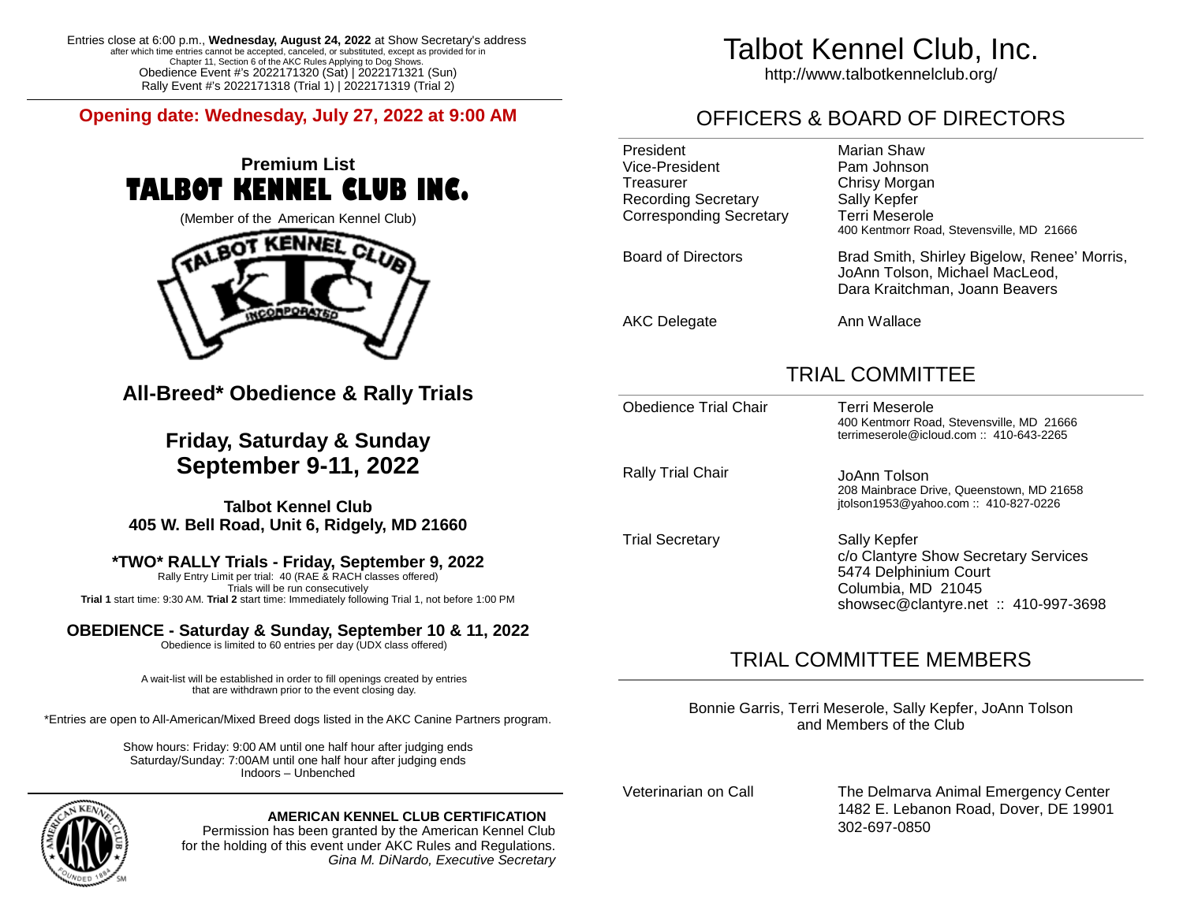Entries close at 6:00 p.m., **Wednesday, August 24, 2022** at Show Secretary's address after which time entries cannot be accepted, canceled, or substituted, except as provided for in Chapter 11, Section 6 of the AKC Rules Applying to Dog Shows.
Obedience Event #'s 2022171320 (Sat) | 2022171321 (Sun)
Rally Event #'s 2022171318 (Trial 1) | 2022171319 (Trial 2)

**Opening date: Wednesday, July 27, 2022 at 9:00 AM**

## Premium List
# TALBOT KENNEL CLUB INC.

(Member of the American Kennel Club)

## All-Breed* Obedience & Rally Trials

## Friday, Saturday & Sunday
## September 9-11, 2022

**Talbot Kennel Club**
**405 W. Bell Road, Unit 6, Ridgely, MD 21660**

### *TWO* RALLY Trials - Friday, September 9, 2022

Rally Entry Limit per trial: 40 (RAE & RACH classes offered)
Trials will be run consecutively
**Trial 1** start time: 9:30 AM. **Trial 2** start time: Immediately following Trial 1, not before 1:00 PM

### OBEDIENCE - Saturday & Sunday, September 10 & 11, 2022

Obedience is limited to 60 entries per day (UDX class offered)

A wait-list will be established in order to fill openings created by entries that are withdrawn prior to the event closing day.

*Entries are open to All-American/Mixed Breed dogs listed in the AKC Canine Partners program.

Show hours: Friday: 9:00 AM until one half hour after judging ends
Saturday/Sunday: 7:00AM until one half hour after judging ends
Indoors – Unbenched

**AMERICAN KENNEL CLUB CERTIFICATION**
Permission has been granted by the American Kennel Club for the holding of this event under AKC Rules and Regulations.
*Gina M. DiNardo, Executive Secretary*

# Talbot Kennel Club, Inc.

http://www.talbotkennelclub.org/

## OFFICERS & BOARD OF DIRECTORS

| | |
|---|---|
| President | Marian Shaw |
| Vice-President | Pam Johnson |
| Treasurer | Chrisy Morgan |
| Recording Secretary | Sally Kepfer |
| Corresponding Secretary | Terri Meserole<br>400 Kentmorr Road, Stevensville, MD 21666 |
| Board of Directors | Brad Smith, Shirley Bigelow, Renee' Morris, JoAnn Tolson, Michael MacLeod, Dara Kraitchman, Joann Beavers |
| AKC Delegate | Ann Wallace |

## TRIAL COMMITTEE

| | |
|---|---|
| Obedience Trial Chair | Terri Meserole<br>400 Kentmorr Road, Stevensville, MD 21666<br>terrimeserole@icloud.com :: 410-643-2265 |
| Rally Trial Chair | JoAnn Tolson<br>208 Mainbrace Drive, Queenstown, MD 21658<br>jtolson1953@yahoo.com :: 410-827-0226 |
| Trial Secretary | Sally Kepfer<br>c/o Clantyre Show Secretary Services<br>5474 Delphinium Court<br>Columbia, MD 21045<br>showsec@clantyre.net :: 410-997-3698 |

## TRIAL COMMITTEE MEMBERS

Bonnie Garris, Terri Meserole, Sally Kepfer, JoAnn Tolson and Members of the Club

| | |
|---|---|
| Veterinarian on Call | The Delmarva Animal Emergency Center<br>1482 E. Lebanon Road, Dover, DE 19901<br>302-697-0850 |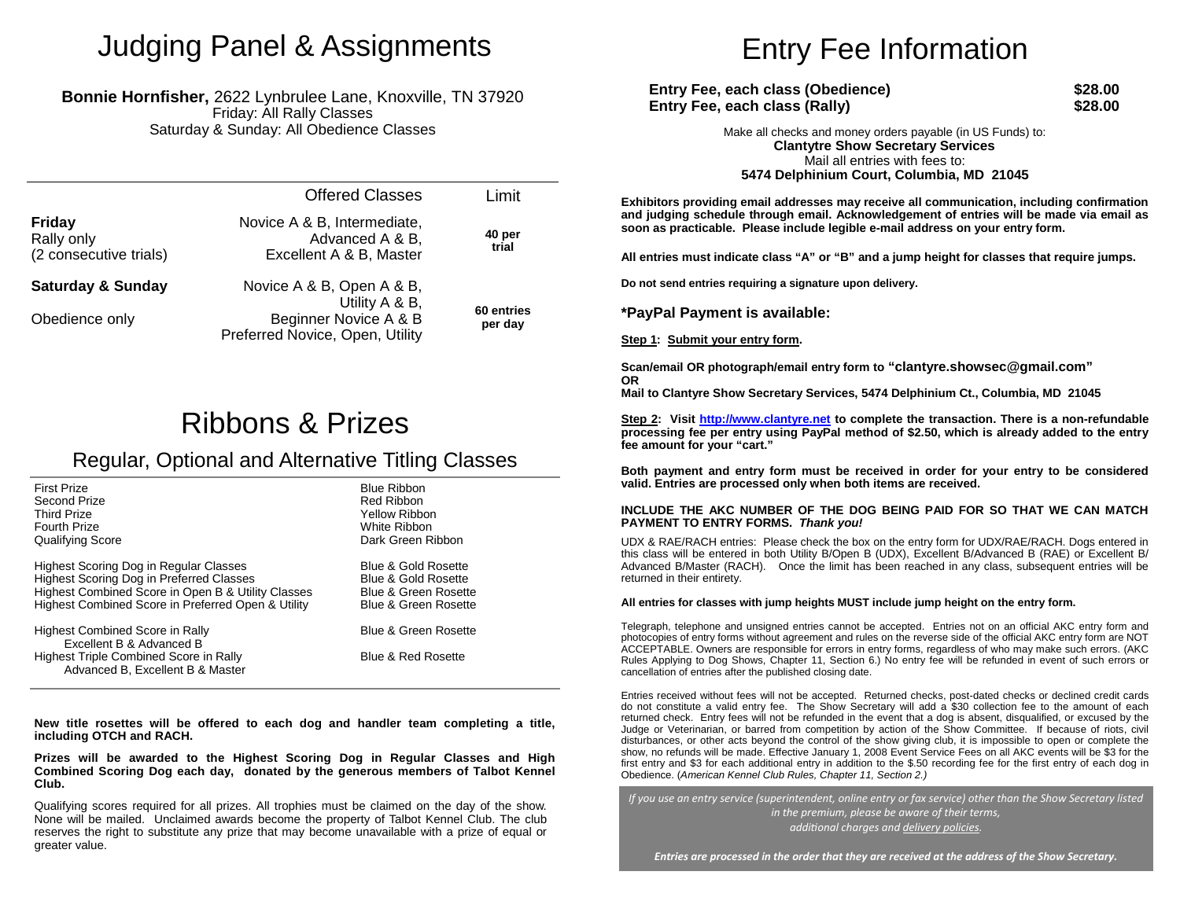# Judging Panel & Assignments

**Bonnie Hornfisher,** 2622 Lynbrulee Lane, Knoxville, TN 37920
Friday: All Rally Classes
Saturday & Sunday: All Obedience Classes

| | Offered Classes | Limit |
|---|---|---|
| **Friday**<br>Rally only<br>(2 consecutive trials) | Novice A & B, Intermediate,<br>Advanced A & B,<br>Excellent A & B, Master | **40 per trial** |
| **Saturday & Sunday**<br><br>Obedience only | Novice A & B, Open A & B,<br>Utility A & B,<br>Beginner Novice A & B<br>Preferred Novice, Open, Utility | **60 entries per day** |

# Ribbons & Prizes

## Regular, Optional and Alternative Titling Classes

| | |
|---|---|
| First Prize | Blue Ribbon |
| Second Prize | Red Ribbon |
| Third Prize | Yellow Ribbon |
| Fourth Prize | White Ribbon |
| Qualifying Score | Dark Green Ribbon |
| Highest Scoring Dog in Regular Classes | Blue & Gold Rosette |
| Highest Scoring Dog in Preferred Classes | Blue & Gold Rosette |
| Highest Combined Score in Open B & Utility Classes | Blue & Green Rosette |
| Highest Combined Score in Preferred Open & Utility | Blue & Green Rosette |
| Highest Combined Score in Rally Excellent B & Advanced B | Blue & Green Rosette |
| Highest Triple Combined Score in Rally Advanced B, Excellent B & Master | Blue & Red Rosette |

**New title rosettes will be offered to each dog and handler team completing a title, including OTCH and RACH.**

**Prizes will be awarded to the Highest Scoring Dog in Regular Classes and High Combined Scoring Dog each day, donated by the generous members of Talbot Kennel Club.**

Qualifying scores required for all prizes. All trophies must be claimed on the day of the show. None will be mailed. Unclaimed awards become the property of Talbot Kennel Club. The club reserves the right to substitute any prize that may become unavailable with a prize of equal or greater value.

# Entry Fee Information

| | |
|---|---|
| **Entry Fee, each class (Obedience)** | **$28.00** |
| **Entry Fee, each class (Rally)** | **$28.00** |

Make all checks and money orders payable (in US Funds) to:
**Clantytre Show Secretary Services**
Mail all entries with fees to:
**5474 Delphinium Court, Columbia, MD 21045**

**Exhibitors providing email addresses may receive all communication, including confirmation and judging schedule through email. Acknowledgement of entries will be made via email as soon as practicable. Please include legible e-mail address on your entry form.**

**All entries must indicate class "A" or "B" and a jump height for classes that require jumps.**

**Do not send entries requiring a signature upon delivery.**

### *PayPal Payment is available:

**Step 1: Submit your entry form.**

**Scan/email OR photograph/email entry form to "clantyre.showsec@gmail.com"**
**OR**
**Mail to Clantyre Show Secretary Services, 5474 Delphinium Ct., Columbia, MD 21045**

**Step 2: Visit http://www.clantyre.net to complete the transaction. There is a non-refundable processing fee per entry using PayPal method of $2.50, which is already added to the entry fee amount for your "cart."**

**Both payment and entry form must be received in order for your entry to be considered valid. Entries are processed only when both items are received.**

**INCLUDE THE AKC NUMBER OF THE DOG BEING PAID FOR SO THAT WE CAN MATCH PAYMENT TO ENTRY FORMS.** ***Thank you!***

UDX & RAE/RACH entries: Please check the box on the entry form for UDX/RAE/RACH. Dogs entered in this class will be entered in both Utility B/Open B (UDX), Excellent B/Advanced B (RAE) or Excellent B/ Advanced B/Master (RACH). Once the limit has been reached in any class, subsequent entries will be returned in their entirety.

**All entries for classes with jump heights MUST include jump height on the entry form.**

Telegraph, telephone and unsigned entries cannot be accepted. Entries not on an official AKC entry form and photocopies of entry forms without agreement and rules on the reverse side of the official AKC entry form are NOT ACCEPTABLE. Owners are responsible for errors in entry forms, regardless of who may make such errors. (AKC Rules Applying to Dog Shows, Chapter 11, Section 6.) No entry fee will be refunded in event of such errors or cancellation of entries after the published closing date.

Entries received without fees will not be accepted. Returned checks, post-dated checks or declined credit cards do not constitute a valid entry fee. The Show Secretary will add a $30 collection fee to the amount of each returned check. Entry fees will not be refunded in the event that a dog is absent, disqualified, or excused by the Judge or Veterinarian, or barred from competition by action of the Show Committee. If because of riots, civil disturbances, or other acts beyond the control of the show giving club, it is impossible to open or complete the show, no refunds will be made. Effective January 1, 2008 Event Service Fees on all AKC events will be $3 for the first entry and $3 for each additional entry in addition to the $.50 recording fee for the first entry of each dog in Obedience. (*American Kennel Club Rules, Chapter 11, Section 2.)*

*If you use an entry service (superintendent, online entry or fax service) other than the Show Secretary listed in the premium, please be aware of their terms, additional charges and delivery policies.*

***Entries are processed in the order that they are received at the address of the Show Secretary.***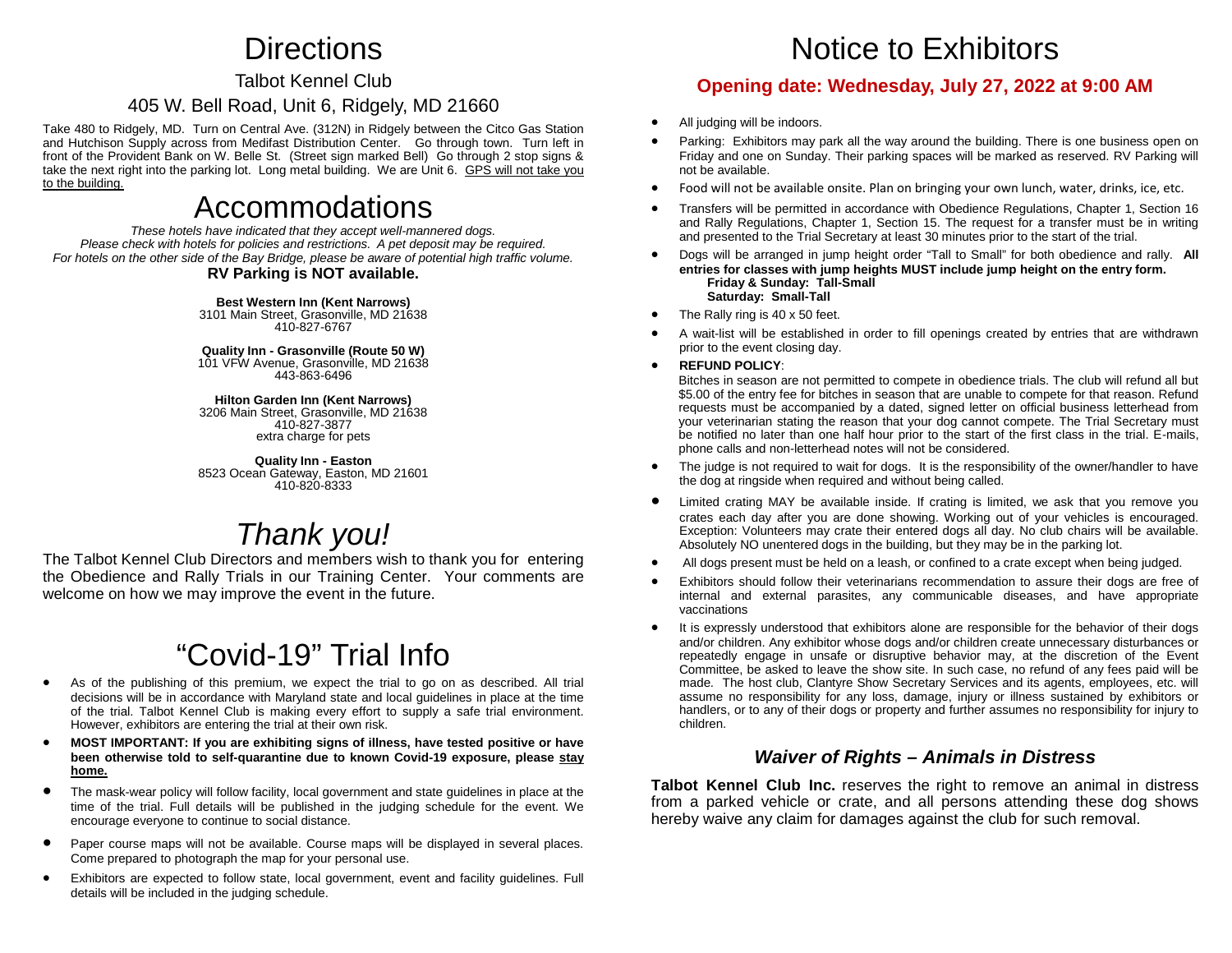# Directions

## Talbot Kennel Club

## 405 W. Bell Road, Unit 6, Ridgely, MD 21660

Take 480 to Ridgely, MD. Turn on Central Ave. (312N) in Ridgely between the Citco Gas Station and Hutchison Supply across from Medifast Distribution Center. Go through town. Turn left in front of the Provident Bank on W. Belle St. (Street sign marked Bell) Go through 2 stop signs & take the next right into the parking lot. Long metal building. We are Unit 6. GPS will not take you to the building.

# Accommodations

*These hotels have indicated that they accept well-mannered dogs.*
*Please check with hotels for policies and restrictions. A pet deposit may be required.*
*For hotels on the other side of the Bay Bridge, please be aware of potential high traffic volume.*

**RV Parking is NOT available.**

**Best Western Inn (Kent Narrows)**
3101 Main Street, Grasonville, MD 21638
410-827-6767

**Quality Inn - Grasonville (Route 50 W)**
101 VFW Avenue, Grasonville, MD 21638
443-863-6496

**Hilton Garden Inn (Kent Narrows)**
3206 Main Street, Grasonville, MD 21638
410-827-3877
extra charge for pets

**Quality Inn - Easton**
8523 Ocean Gateway, Easton, MD 21601
410-820-8333

# *Thank you!*

The Talbot Kennel Club Directors and members wish to thank you for entering the Obedience and Rally Trials in our Training Center. Your comments are welcome on how we may improve the event in the future.

# "Covid-19" Trial Info

- As of the publishing of this premium, we expect the trial to go on as described. All trial decisions will be in accordance with Maryland state and local guidelines in place at the time of the trial. Talbot Kennel Club is making every effort to supply a safe trial environment. However, exhibitors are entering the trial at their own risk.
- **MOST IMPORTANT: If you are exhibiting signs of illness, have tested positive or have been otherwise told to self-quarantine due to known Covid-19 exposure, please stay home.**
- The mask-wear policy will follow facility, local government and state guidelines in place at the time of the trial. Full details will be published in the judging schedule for the event. We encourage everyone to continue to social distance.
- Paper course maps will not be available. Course maps will be displayed in several places. Come prepared to photograph the map for your personal use.
- Exhibitors are expected to follow state, local government, event and facility guidelines. Full details will be included in the judging schedule.

# Notice to Exhibitors

## Opening date: Wednesday, July 27, 2022 at 9:00 AM

- All judging will be indoors.
- Parking: Exhibitors may park all the way around the building. There is one business open on Friday and one on Sunday. Their parking spaces will be marked as reserved. RV Parking will not be available.
- Food will not be available onsite. Plan on bringing your own lunch, water, drinks, ice, etc.
- Transfers will be permitted in accordance with Obedience Regulations, Chapter 1, Section 16 and Rally Regulations, Chapter 1, Section 15. The request for a transfer must be in writing and presented to the Trial Secretary at least 30 minutes prior to the start of the trial.
- Dogs will be arranged in jump height order "Tall to Small" for both obedience and rally. **All entries for classes with jump heights MUST include jump height on the entry form.**
  **Friday & Sunday: Tall-Small**
  **Saturday: Small-Tall**
- The Rally ring is 40 x 50 feet.
- A wait-list will be established in order to fill openings created by entries that are withdrawn prior to the event closing day.
- **REFUND POLICY**:
  Bitches in season are not permitted to compete in obedience trials. The club will refund all but $5.00 of the entry fee for bitches in season that are unable to compete for that reason. Refund requests must be accompanied by a dated, signed letter on official business letterhead from your veterinarian stating the reason that your dog cannot compete. The Trial Secretary must be notified no later than one half hour prior to the start of the first class in the trial. E-mails, phone calls and non-letterhead notes will not be considered.
- The judge is not required to wait for dogs. It is the responsibility of the owner/handler to have the dog at ringside when required and without being called.
- Limited crating MAY be available inside. If crating is limited, we ask that you remove you crates each day after you are done showing. Working out of your vehicles is encouraged. Exception: Volunteers may crate their entered dogs all day. No club chairs will be available. Absolutely NO unentered dogs in the building, but they may be in the parking lot.
- All dogs present must be held on a leash, or confined to a crate except when being judged.
- Exhibitors should follow their veterinarians recommendation to assure their dogs are free of internal and external parasites, any communicable diseases, and have appropriate vaccinations
- It is expressly understood that exhibitors alone are responsible for the behavior of their dogs and/or children. Any exhibitor whose dogs and/or children create unnecessary disturbances or repeatedly engage in unsafe or disruptive behavior may, at the discretion of the Event Committee, be asked to leave the show site. In such case, no refund of any fees paid will be made. The host club, Clantyre Show Secretary Services and its agents, employees, etc. will assume no responsibility for any loss, damage, injury or illness sustained by exhibitors or handlers, or to any of their dogs or property and further assumes no responsibility for injury to children.

## *Waiver of Rights – Animals in Distress*

**Talbot Kennel Club Inc.** reserves the right to remove an animal in distress from a parked vehicle or crate, and all persons attending these dog shows hereby waive any claim for damages against the club for such removal.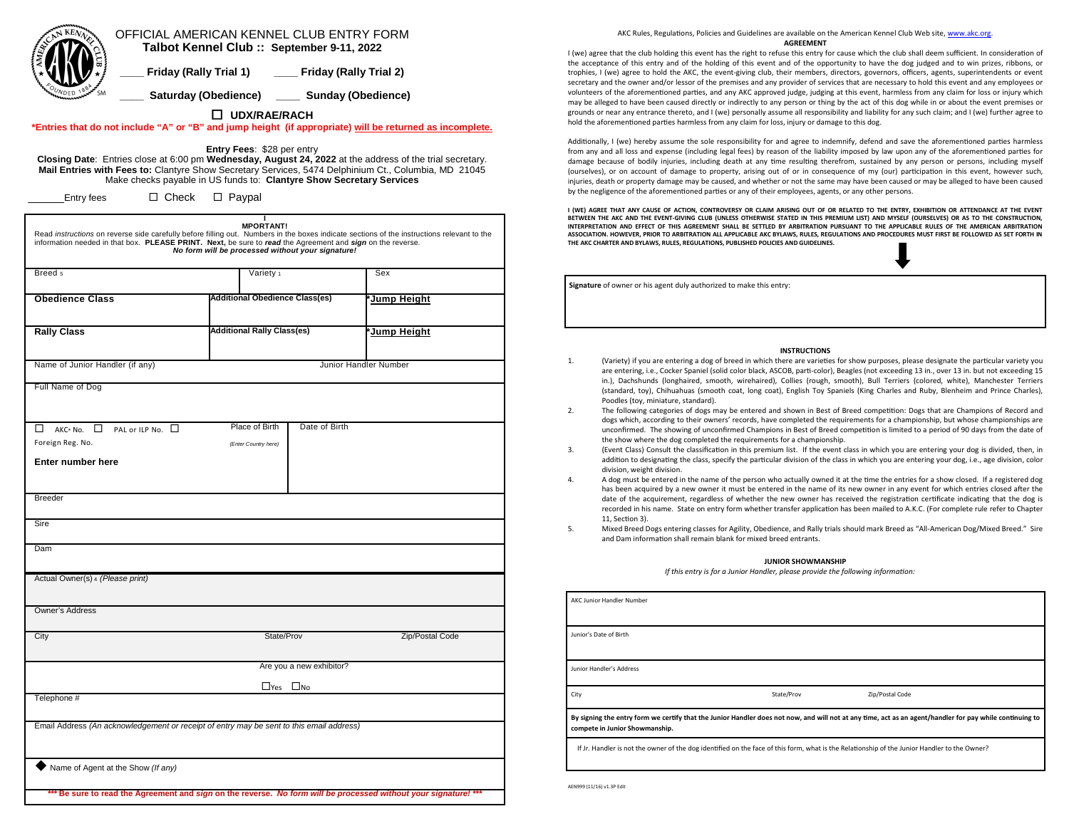# OFFICIAL AMERICAN KENNEL CLUB ENTRY FORM

**Talbot Kennel Club :: September 9-11, 2022**

____ **Friday (Rally Trial 1)** ____ **Friday (Rally Trial 2)**

____ **Saturday (Obedience)** ____ **Sunday (Obedience)**

☐ **UDX/RAE/RACH**

***Entries that do not include "A" or "B" and jump height (if appropriate) will be returned as incomplete.**

**Entry Fees**: $28 per entry

**Closing Date**: Entries close at 6:00 pm **Wednesday, August 24, 2022** at the address of the trial secretary.
**Mail Entries with Fees to:** Clantyre Show Secretary Services, 5474 Delphinium Ct., Columbia, MD 21045
Make checks payable in US funds to: **Clantyre Show Secretary Services**

______Entry fees ☐ Check ☐ Paypal

**IMPORTANT!**
Read *instructions* on reverse side carefully before filling out. Numbers in the boxes indicate sections of the instructions relevant to the information needed in that box. **PLEASE PRINT. Next,** be sure to ***read*** the Agreement and ***sign*** on the reverse.
***No form will be processed without your signature!***

| | | |
|---|---|---|
| Breed 5 | Variety 1 | Sex |
| **Obedience Class** | **Additional Obedience Class(es)** | ***Jump Height** |
| **Rally Class** | **Additional Rally Class(es)** | ***Jump Height** |
| Name of Junior Handler (if any) | | Junior Handler Number |
| Full Name of Dog | | |
| ☐ AKC® No. ☐ PAL or ILP No. ☐ Foreign Reg. No. **Enter number here** | Place of Birth (Enter Country here) | Date of Birth |
| Breeder | | |
| Sire | | |
| Dam | | |
| Actual Owner(s) 4 *(Please print)* | | |
| Owner's Address | | |
| City | State/Prov | Zip/Postal Code |
| Are you a new exhibitor? ☐Yes ☐No | | |
| Telephone # | | |
| Email Address *(An acknowledgement or receipt of entry may be sent to this email address)* | | |
| ◆ Name of Agent at the Show *(If any)* | | |

***** Be sure to read the Agreement and *sign* on the reverse. *No form will be processed without your signature!* *****

AKC Rules, Regulations, Policies and Guidelines are available on the American Kennel Club Web site, www.akc.org.

## AGREEMENT

I (we) agree that the club holding this event has the right to refuse this entry for cause which the club shall deem sufficient. In consideration of the acceptance of this entry and of the holding of this event and of the opportunity to have the dog judged and to win prizes, ribbons, or trophies, I (we) agree to hold the AKC, the event-giving club, their members, directors, governors, officers, agents, superintendents or event secretary and the owner and/or lessor of the premises and any provider of services that are necessary to hold this event and any employees or volunteers of the aforementioned parties, and any AKC approved judge, judging at this event, harmless from any claim for loss or injury which may be alleged to have been caused directly or indirectly to any person or thing by the act of this dog while in or about the event premises or grounds or near any entrance thereto, and I (we) personally assume all responsibility and liability for any such claim; and I (we) further agree to hold the aforementioned parties harmless from any claim for loss, injury or damage to this dog.

Additionally, I (we) hereby assume the sole responsibility for and agree to indemnify, defend and save the aforementioned parties harmless from any and all loss and expense (including legal fees) by reason of the liability imposed by law upon any of the aforementioned parties for damage because of bodily injuries, including death at any time resulting therefrom, sustained by any person or persons, including myself (ourselves), or on account of damage to property, arising out of or in consequence of my (our) participation in this event, however such, injuries, death or property damage may be caused, and whether or not the same may have been caused or may be alleged to have been caused by the negligence of the aforementioned parties or any of their employees, agents, or any other persons.

**I (WE) AGREE THAT ANY CAUSE OF ACTION, CONTROVERSY OR CLAIM ARISING OUT OF OR RELATED TO THE ENTRY, EXHIBITION OR ATTENDANCE AT THE EVENT BETWEEN THE AKC AND THE EVENT-GIVING CLUB (UNLESS OTHERWISE STATED IN THIS PREMIUM LIST) AND MYSELF (OURSELVES) OR AS TO THE CONSTRUCTION, INTERPRETATION AND EFFECT OF THIS AGREEMENT SHALL BE SETTLED BY ARBITRATION PURSUANT TO THE APPLICABLE RULES OF THE AMERICAN ARBITRATION ASSOCIATION. HOWEVER, PRIOR TO ARBITRATION ALL APPLICABLE AKC BYLAWS, RULES, REGULATIONS AND PROCEDURES MUST FIRST BE FOLLOWED AS SET FORTH IN THE AKC CHARTER AND BYLAWS, RULES, REGULATIONS, PUBLISHED POLICIES AND GUIDELINES.**

**Signature** of owner or his agent duly authorized to make this entry:

## INSTRUCTIONS

1. (Variety) if you are entering a dog of breed in which there are varieties for show purposes, please designate the particular variety you are entering, i.e., Cocker Spaniel (solid color black, ASCOB, parti-color), Beagles (not exceeding 13 in., over 13 in. but not exceeding 15 in.), Dachshunds (longhaired, smooth, wirehaired), Collies (rough, smooth), Bull Terriers (colored, white), Manchester Terriers (standard, toy), Chihuahuas (smooth coat, long coat), English Toy Spaniels (King Charles and Ruby, Blenheim and Prince Charles), Poodles (toy, miniature, standard).
2. The following categories of dogs may be entered and shown in Best of Breed competition: Dogs that are Champions of Record and dogs which, according to their owners' records, have completed the requirements for a championship, but whose championships are unconfirmed. The showing of unconfirmed Champions in Best of Breed competition is limited to a period of 90 days from the date of the show where the dog completed the requirements for a championship.
3. (Event Class) Consult the classification in this premium list. If the event class in which you are entering your dog is divided, then, in addition to designating the class, specify the particular division of the class in which you are entering your dog, i.e., age division, color division, weight division.
4. A dog must be entered in the name of the person who actually owned it at the time the entries for a show closed. If a registered dog has been acquired by a new owner it must be entered in the name of its new owner in any event for which entries closed after the date of the acquirement, regardless of whether the new owner has received the registration certificate indicating that the dog is recorded in his name. State on entry form whether transfer application has been mailed to A.K.C. (For complete rule refer to Chapter 11, Section 3).
5. Mixed Breed Dogs entering classes for Agility, Obedience, and Rally trials should mark Breed as "All-American Dog/Mixed Breed." Sire and Dam information shall remain blank for mixed breed entrants.

## JUNIOR SHOWMANSHIP

*If this entry is for a Junior Handler, please provide the following information:*

| | | |
|---|---|---|
| AKC Junior Handler Number | | |
| Junior's Date of Birth | | |
| Junior Handler's Address | | |
| City | State/Prov | Zip/Postal Code |

**By signing the entry form we certify that the Junior Handler does not now, and will not at any time, act as an agent/handler for pay while continuing to compete in Junior Showmanship.**

If Jr. Handler is not the owner of the dog identified on the face of this form, what is the Relationship of the Junior Handler to the Owner?

AEN999 (11/16) v1.3P Edit